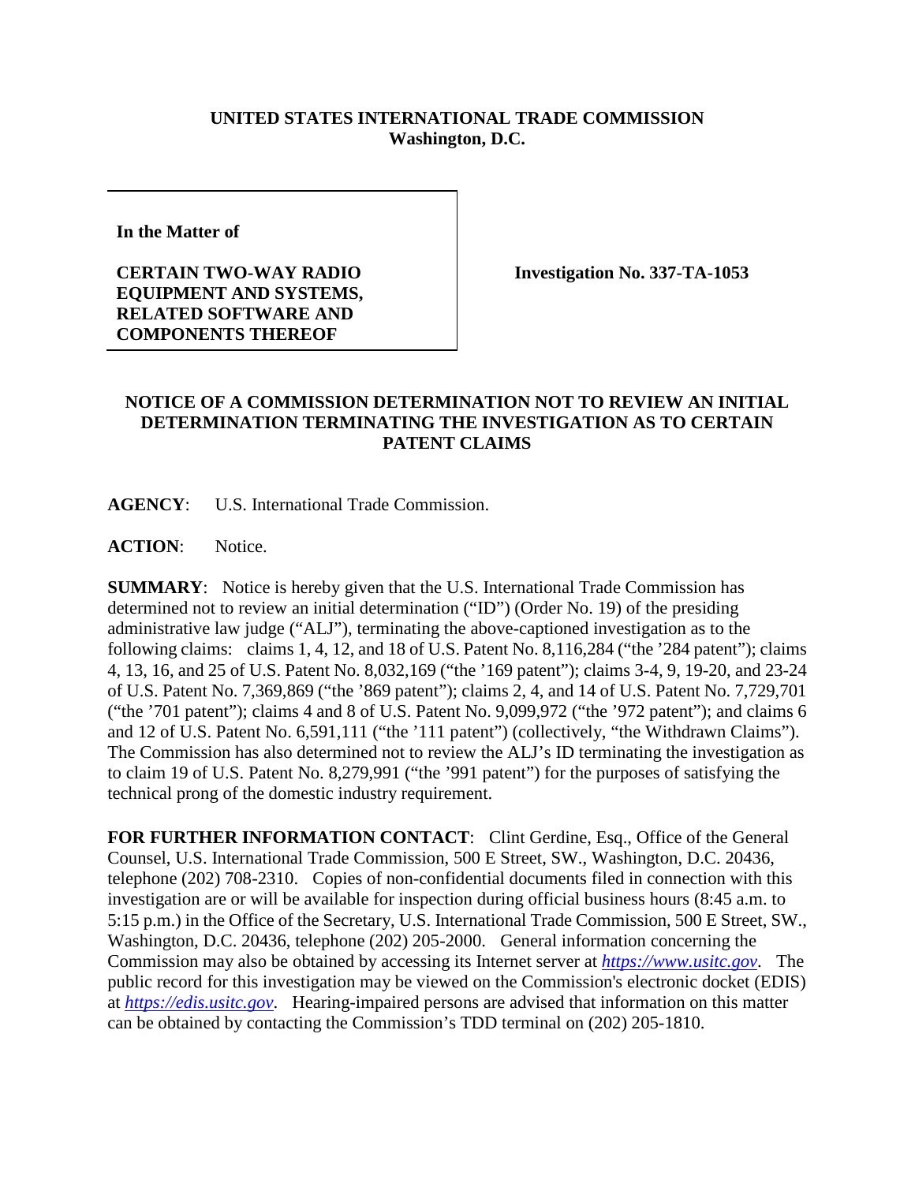**UNITED STATES INTERNATIONAL TRADE COMMISSION**
**Washington, D.C.**

| | |
|---|---|
| **In the Matter of**<br><br>**CERTAIN TWO-WAY RADIO EQUIPMENT AND SYSTEMS, RELATED SOFTWARE AND COMPONENTS THEREOF** | **Investigation No. 337-TA-1053** |

## NOTICE OF A COMMISSION DETERMINATION NOT TO REVIEW AN INITIAL DETERMINATION TERMINATING THE INVESTIGATION AS TO CERTAIN PATENT CLAIMS

**AGENCY**: U.S. International Trade Commission.

**ACTION**: Notice.

**SUMMARY**: Notice is hereby given that the U.S. International Trade Commission has determined not to review an initial determination ("ID") (Order No. 19) of the presiding administrative law judge ("ALJ"), terminating the above-captioned investigation as to the following claims: claims 1, 4, 12, and 18 of U.S. Patent No. 8,116,284 ("the '284 patent"); claims 4, 13, 16, and 25 of U.S. Patent No. 8,032,169 ("the '169 patent"); claims 3-4, 9, 19-20, and 23-24 of U.S. Patent No. 7,369,869 ("the '869 patent"); claims 2, 4, and 14 of U.S. Patent No. 7,729,701 ("the '701 patent"); claims 4 and 8 of U.S. Patent No. 9,099,972 ("the '972 patent"); and claims 6 and 12 of U.S. Patent No. 6,591,111 ("the '111 patent") (collectively, "the Withdrawn Claims"). The Commission has also determined not to review the ALJ's ID terminating the investigation as to claim 19 of U.S. Patent No. 8,279,991 ("the '991 patent") for the purposes of satisfying the technical prong of the domestic industry requirement.

**FOR FURTHER INFORMATION CONTACT**: Clint Gerdine, Esq., Office of the General Counsel, U.S. International Trade Commission, 500 E Street, SW., Washington, D.C. 20436, telephone (202) 708-2310. Copies of non-confidential documents filed in connection with this investigation are or will be available for inspection during official business hours (8:45 a.m. to 5:15 p.m.) in the Office of the Secretary, U.S. International Trade Commission, 500 E Street, SW., Washington, D.C. 20436, telephone (202) 205-2000. General information concerning the Commission may also be obtained by accessing its Internet server at *https://www.usitc.gov*. The public record for this investigation may be viewed on the Commission's electronic docket (EDIS) at *https://edis.usitc.gov*. Hearing-impaired persons are advised that information on this matter can be obtained by contacting the Commission's TDD terminal on (202) 205-1810.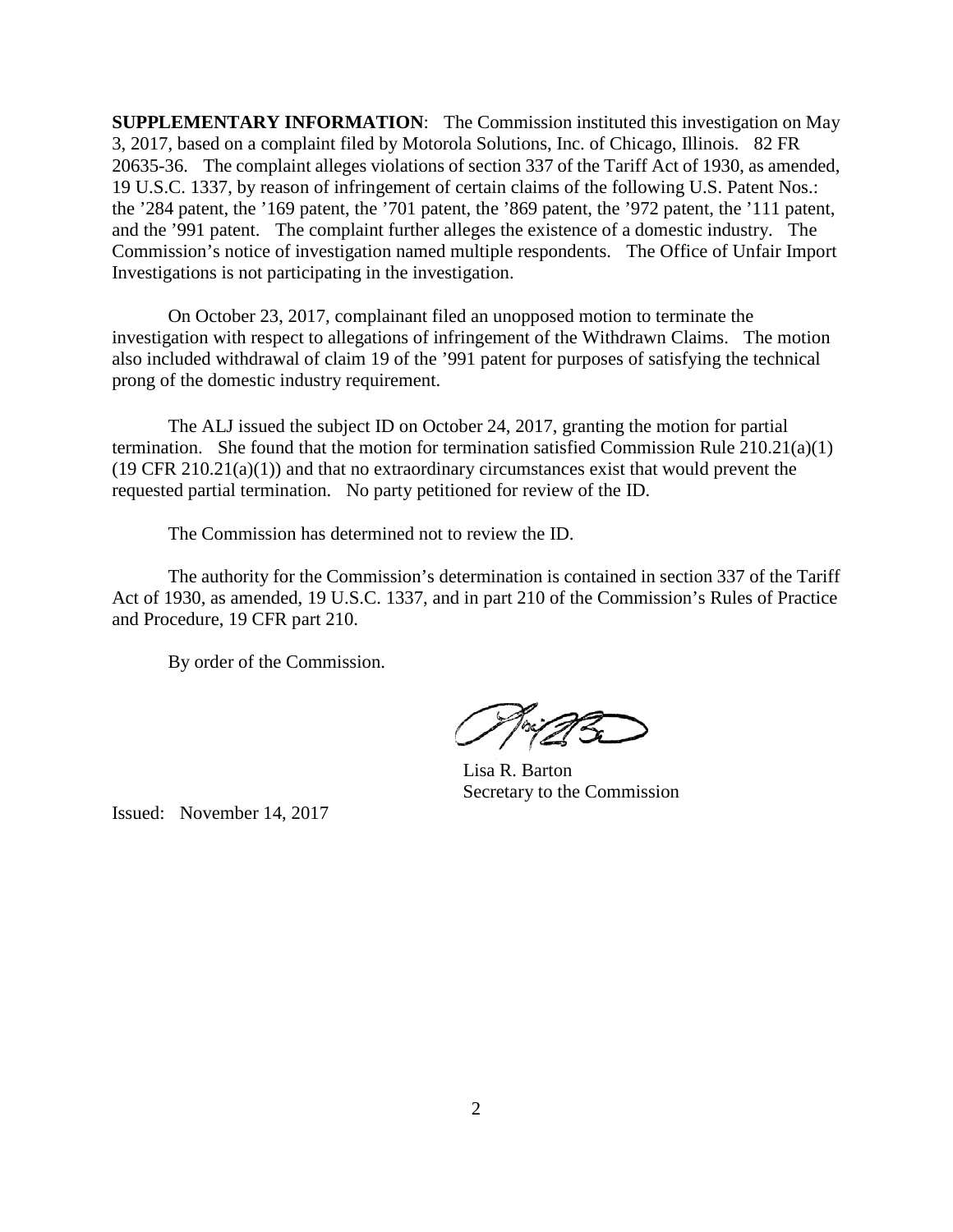**SUPPLEMENTARY INFORMATION**: The Commission instituted this investigation on May 3, 2017, based on a complaint filed by Motorola Solutions, Inc. of Chicago, Illinois. 82 FR 20635-36. The complaint alleges violations of section 337 of the Tariff Act of 1930, as amended, 19 U.S.C. 1337, by reason of infringement of certain claims of the following U.S. Patent Nos.: the '284 patent, the '169 patent, the '701 patent, the '869 patent, the '972 patent, the '111 patent, and the '991 patent. The complaint further alleges the existence of a domestic industry. The Commission's notice of investigation named multiple respondents. The Office of Unfair Import Investigations is not participating in the investigation.

On October 23, 2017, complainant filed an unopposed motion to terminate the investigation with respect to allegations of infringement of the Withdrawn Claims. The motion also included withdrawal of claim 19 of the '991 patent for purposes of satisfying the technical prong of the domestic industry requirement.

The ALJ issued the subject ID on October 24, 2017, granting the motion for partial termination. She found that the motion for termination satisfied Commission Rule 210.21(a)(1) (19 CFR 210.21(a)(1)) and that no extraordinary circumstances exist that would prevent the requested partial termination. No party petitioned for review of the ID.

The Commission has determined not to review the ID.

The authority for the Commission's determination is contained in section 337 of the Tariff Act of 1930, as amended, 19 U.S.C. 1337, and in part 210 of the Commission's Rules of Practice and Procedure, 19 CFR part 210.

By order of the Commission.

Lisa R. Barton
Secretary to the Commission

Issued: November 14, 2017